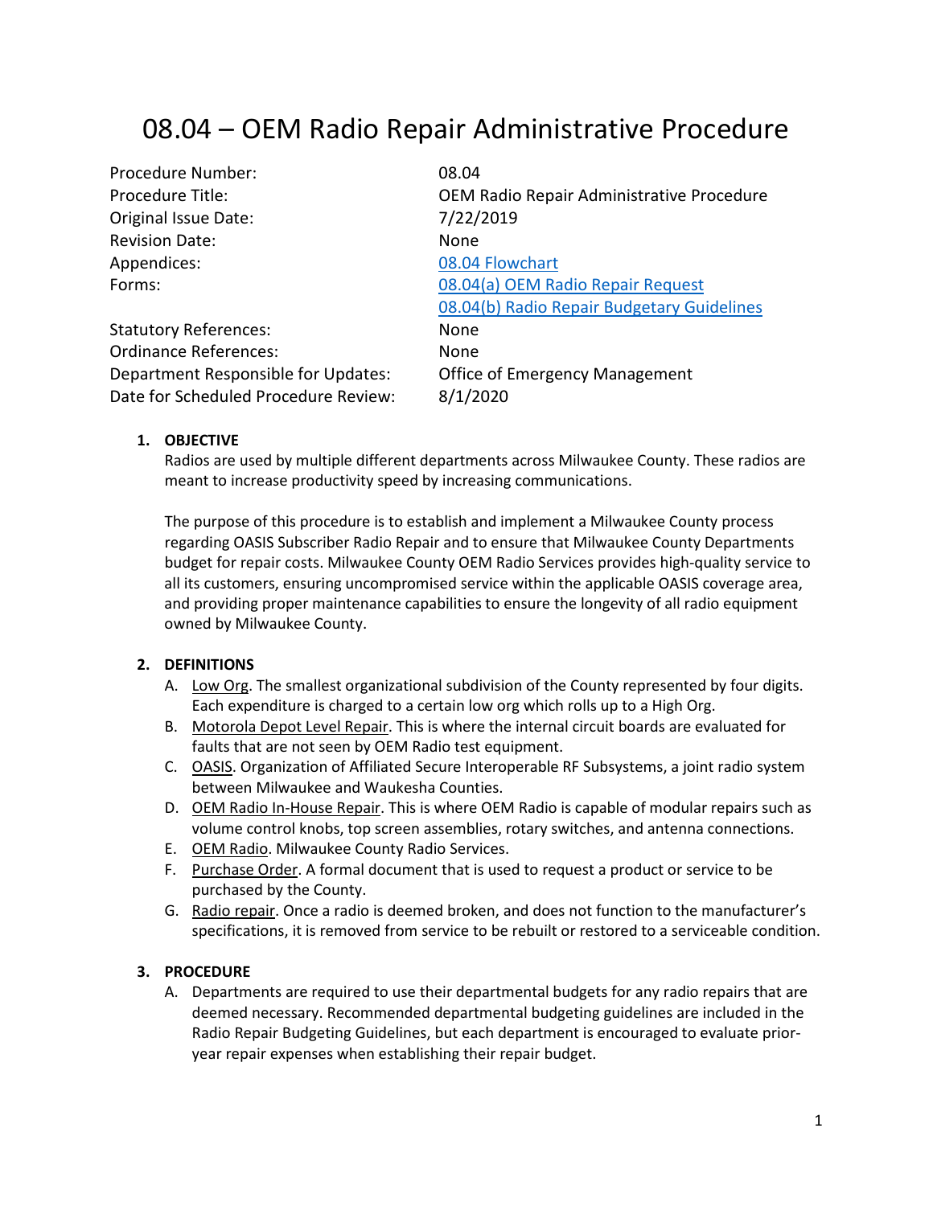# 08.04 – OEM Radio Repair Administrative Procedure

| | |
|---|---|
| Procedure Number: | 08.04 |
| Procedure Title: | OEM Radio Repair Administrative Procedure |
| Original Issue Date: | 7/22/2019 |
| Revision Date: | None |
| Appendices: | 08.04 Flowchart |
| Forms: | 08.04(a) OEM Radio Repair Request<br>08.04(b) Radio Repair Budgetary Guidelines |
| Statutory References: | None |
| Ordinance References: | None |
| Department Responsible for Updates: | Office of Emergency Management |
| Date for Scheduled Procedure Review: | 8/1/2020 |

## 1. OBJECTIVE

Radios are used by multiple different departments across Milwaukee County. These radios are meant to increase productivity speed by increasing communications.

The purpose of this procedure is to establish and implement a Milwaukee County process regarding OASIS Subscriber Radio Repair and to ensure that Milwaukee County Departments budget for repair costs. Milwaukee County OEM Radio Services provides high-quality service to all its customers, ensuring uncompromised service within the applicable OASIS coverage area, and providing proper maintenance capabilities to ensure the longevity of all radio equipment owned by Milwaukee County.

## 2. DEFINITIONS

A. Low Org. The smallest organizational subdivision of the County represented by four digits. Each expenditure is charged to a certain low org which rolls up to a High Org.

B. Motorola Depot Level Repair. This is where the internal circuit boards are evaluated for faults that are not seen by OEM Radio test equipment.

C. OASIS. Organization of Affiliated Secure Interoperable RF Subsystems, a joint radio system between Milwaukee and Waukesha Counties.

D. OEM Radio In-House Repair. This is where OEM Radio is capable of modular repairs such as volume control knobs, top screen assemblies, rotary switches, and antenna connections.

E. OEM Radio. Milwaukee County Radio Services.

F. Purchase Order. A formal document that is used to request a product or service to be purchased by the County.

G. Radio repair. Once a radio is deemed broken, and does not function to the manufacturer's specifications, it is removed from service to be rebuilt or restored to a serviceable condition.

## 3. PROCEDURE

A. Departments are required to use their departmental budgets for any radio repairs that are deemed necessary. Recommended departmental budgeting guidelines are included in the Radio Repair Budgeting Guidelines, but each department is encouraged to evaluate prior-year repair expenses when establishing their repair budget.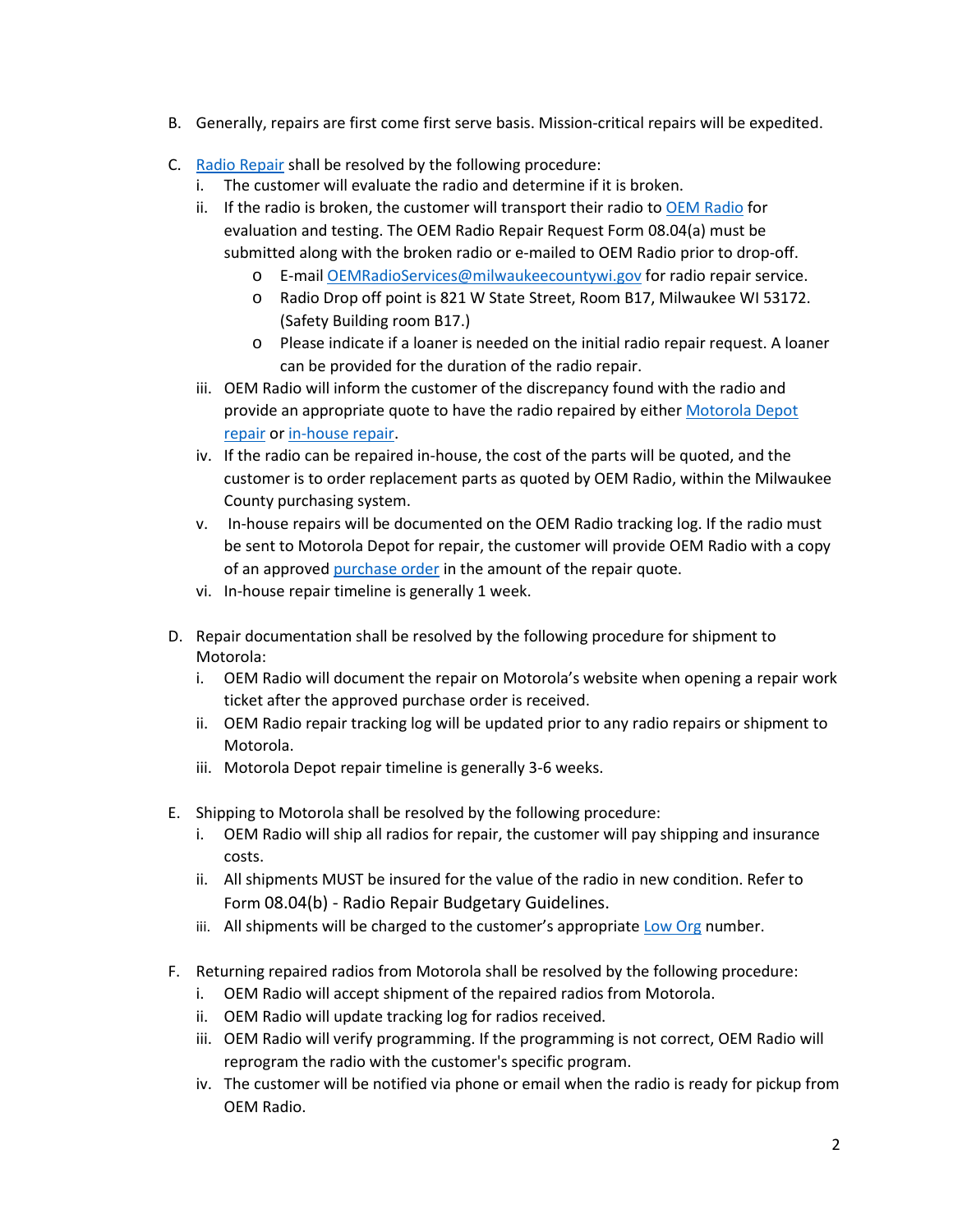B. Generally, repairs are first come first serve basis. Mission-critical repairs will be expedited.

C. Radio Repair shall be resolved by the following procedure:
   i. The customer will evaluate the radio and determine if it is broken.
   ii. If the radio is broken, the customer will transport their radio to OEM Radio for evaluation and testing. The OEM Radio Repair Request Form 08.04(a) must be submitted along with the broken radio or e-mailed to OEM Radio prior to drop-off.
      - E-mail OEMRadioServices@milwaukeecountywi.gov for radio repair service.
      - Radio Drop off point is 821 W State Street, Room B17, Milwaukee WI 53172. (Safety Building room B17.)
      - Please indicate if a loaner is needed on the initial radio repair request. A loaner can be provided for the duration of the radio repair.
   iii. OEM Radio will inform the customer of the discrepancy found with the radio and provide an appropriate quote to have the radio repaired by either Motorola Depot repair or in-house repair.
   iv. If the radio can be repaired in-house, the cost of the parts will be quoted, and the customer is to order replacement parts as quoted by OEM Radio, within the Milwaukee County purchasing system.
   v. In-house repairs will be documented on the OEM Radio tracking log. If the radio must be sent to Motorola Depot for repair, the customer will provide OEM Radio with a copy of an approved purchase order in the amount of the repair quote.
   vi. In-house repair timeline is generally 1 week.

D. Repair documentation shall be resolved by the following procedure for shipment to Motorola:
   i. OEM Radio will document the repair on Motorola's website when opening a repair work ticket after the approved purchase order is received.
   ii. OEM Radio repair tracking log will be updated prior to any radio repairs or shipment to Motorola.
   iii. Motorola Depot repair timeline is generally 3-6 weeks.

E. Shipping to Motorola shall be resolved by the following procedure:
   i. OEM Radio will ship all radios for repair, the customer will pay shipping and insurance costs.
   ii. All shipments MUST be insured for the value of the radio in new condition. Refer to Form 08.04(b) - Radio Repair Budgetary Guidelines.
   iii. All shipments will be charged to the customer's appropriate Low Org number.

F. Returning repaired radios from Motorola shall be resolved by the following procedure:
   i. OEM Radio will accept shipment of the repaired radios from Motorola.
   ii. OEM Radio will update tracking log for radios received.
   iii. OEM Radio will verify programming. If the programming is not correct, OEM Radio will reprogram the radio with the customer's specific program.
   iv. The customer will be notified via phone or email when the radio is ready for pickup from OEM Radio.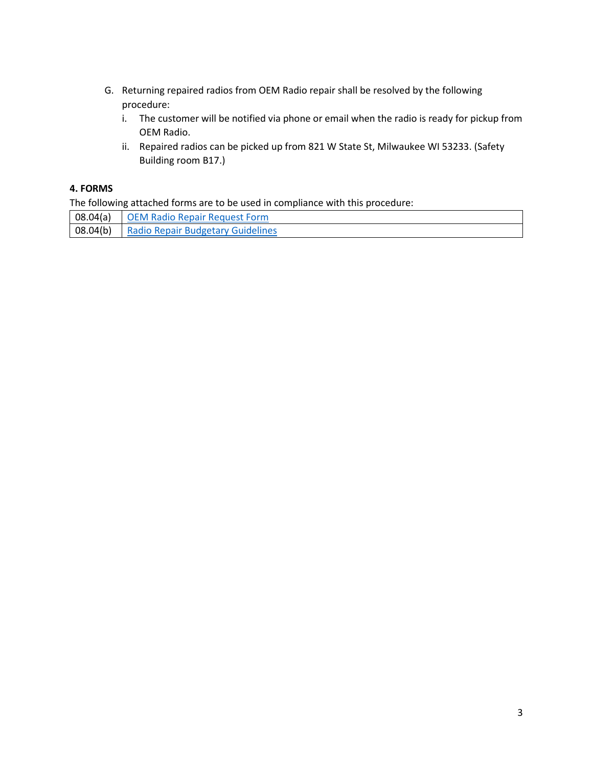G. Returning repaired radios from OEM Radio repair shall be resolved by the following procedure:
   i. The customer will be notified via phone or email when the radio is ready for pickup from OEM Radio.
   ii. Repaired radios can be picked up from 821 W State St, Milwaukee WI 53233. (Safety Building room B17.)

### 4. FORMS

The following attached forms are to be used in compliance with this procedure:

| | |
|---|---|
| 08.04(a) | OEM Radio Repair Request Form |
| 08.04(b) | Radio Repair Budgetary Guidelines |